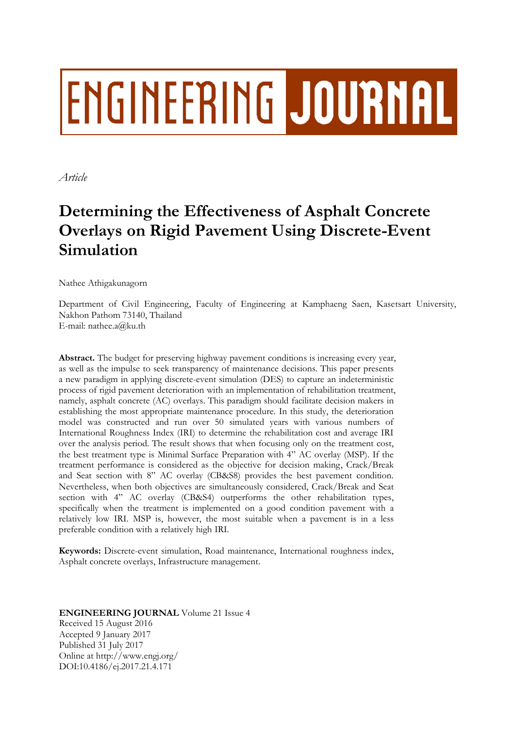# ENGINEERING JOURNAL

*Article*

# Determining the Effectiveness of Asphalt Concrete Overlays on Rigid Pavement Using Discrete-Event Simulation

Nathee Athigakunagorn

Department of Civil Engineering, Faculty of Engineering at Kamphaeng Saen, Kasetsart University, Nakhon Pathom 73140, Thailand
E-mail: nathee.a@ku.th

**Abstract.** The budget for preserving highway pavement conditions is increasing every year, as well as the impulse to seek transparency of maintenance decisions. This paper presents a new paradigm in applying discrete-event simulation (DES) to capture an indeterministic process of rigid pavement deterioration with an implementation of rehabilitation treatment, namely, asphalt concrete (AC) overlays. This paradigm should facilitate decision makers in establishing the most appropriate maintenance procedure. In this study, the deterioration model was constructed and run over 50 simulated years with various numbers of International Roughness Index (IRI) to determine the rehabilitation cost and average IRI over the analysis period. The result shows that when focusing only on the treatment cost, the best treatment type is Minimal Surface Preparation with 4" AC overlay (MSP). If the treatment performance is considered as the objective for decision making, Crack/Break and Seat section with 8" AC overlay (CB&S8) provides the best pavement condition. Nevertheless, when both objectives are simultaneously considered, Crack/Break and Seat section with 4" AC overlay (CB&S4) outperforms the other rehabilitation types, specifically when the treatment is implemented on a good condition pavement with a relatively low IRI. MSP is, however, the most suitable when a pavement is in a less preferable condition with a relatively high IRI.

**Keywords:** Discrete-event simulation, Road maintenance, International roughness index, Asphalt concrete overlays, Infrastructure management.

**ENGINEERING JOURNAL** Volume 21 Issue 4
Received 15 August 2016
Accepted 9 January 2017
Published 31 July 2017
Online at http://www.engj.org/
DOI:10.4186/ej.2017.21.4.171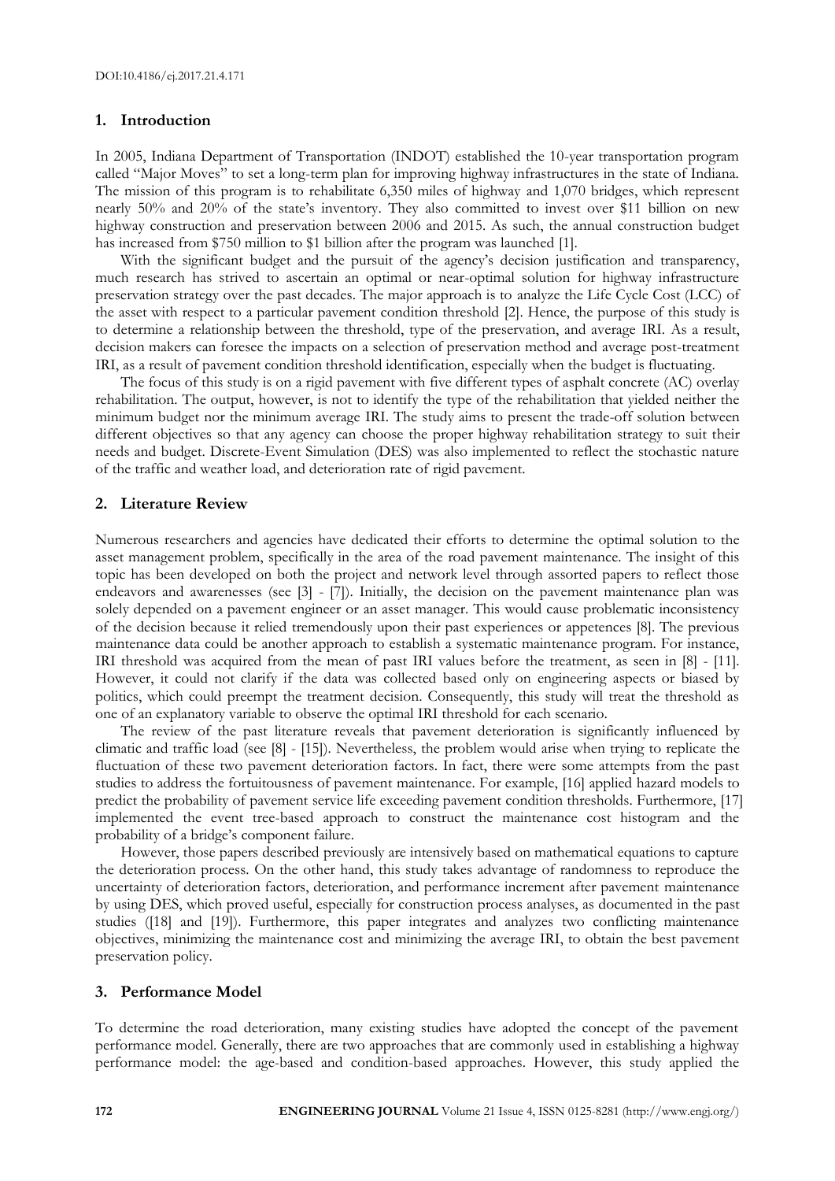DOI:10.4186/ej.2017.21.4.171

## 1. Introduction

In 2005, Indiana Department of Transportation (INDOT) established the 10-year transportation program called "Major Moves" to set a long-term plan for improving highway infrastructures in the state of Indiana. The mission of this program is to rehabilitate 6,350 miles of highway and 1,070 bridges, which represent nearly 50% and 20% of the state's inventory. They also committed to invest over $11 billion on new highway construction and preservation between 2006 and 2015. As such, the annual construction budget has increased from $750 million to $1 billion after the program was launched [1].

With the significant budget and the pursuit of the agency's decision justification and transparency, much research has strived to ascertain an optimal or near-optimal solution for highway infrastructure preservation strategy over the past decades. The major approach is to analyze the Life Cycle Cost (LCC) of the asset with respect to a particular pavement condition threshold [2]. Hence, the purpose of this study is to determine a relationship between the threshold, type of the preservation, and average IRI. As a result, decision makers can foresee the impacts on a selection of preservation method and average post-treatment IRI, as a result of pavement condition threshold identification, especially when the budget is fluctuating.

The focus of this study is on a rigid pavement with five different types of asphalt concrete (AC) overlay rehabilitation. The output, however, is not to identify the type of the rehabilitation that yielded neither the minimum budget nor the minimum average IRI. The study aims to present the trade-off solution between different objectives so that any agency can choose the proper highway rehabilitation strategy to suit their needs and budget. Discrete-Event Simulation (DES) was also implemented to reflect the stochastic nature of the traffic and weather load, and deterioration rate of rigid pavement.

## 2. Literature Review

Numerous researchers and agencies have dedicated their efforts to determine the optimal solution to the asset management problem, specifically in the area of the road pavement maintenance. The insight of this topic has been developed on both the project and network level through assorted papers to reflect those endeavors and awarenesses (see [3] - [7]). Initially, the decision on the pavement maintenance plan was solely depended on a pavement engineer or an asset manager. This would cause problematic inconsistency of the decision because it relied tremendously upon their past experiences or appetences [8]. The previous maintenance data could be another approach to establish a systematic maintenance program. For instance, IRI threshold was acquired from the mean of past IRI values before the treatment, as seen in [8] - [11]. However, it could not clarify if the data was collected based only on engineering aspects or biased by politics, which could preempt the treatment decision. Consequently, this study will treat the threshold as one of an explanatory variable to observe the optimal IRI threshold for each scenario.

The review of the past literature reveals that pavement deterioration is significantly influenced by climatic and traffic load (see [8] - [15]). Nevertheless, the problem would arise when trying to replicate the fluctuation of these two pavement deterioration factors. In fact, there were some attempts from the past studies to address the fortuitousness of pavement maintenance. For example, [16] applied hazard models to predict the probability of pavement service life exceeding pavement condition thresholds. Furthermore, [17] implemented the event tree-based approach to construct the maintenance cost histogram and the probability of a bridge's component failure.

However, those papers described previously are intensively based on mathematical equations to capture the deterioration process. On the other hand, this study takes advantage of randomness to reproduce the uncertainty of deterioration factors, deterioration, and performance increment after pavement maintenance by using DES, which proved useful, especially for construction process analyses, as documented in the past studies ([18] and [19]). Furthermore, this paper integrates and analyzes two conflicting maintenance objectives, minimizing the maintenance cost and minimizing the average IRI, to obtain the best pavement preservation policy.

## 3. Performance Model

To determine the road deterioration, many existing studies have adopted the concept of the pavement performance model. Generally, there are two approaches that are commonly used in establishing a highway performance model: the age-based and condition-based approaches. However, this study applied the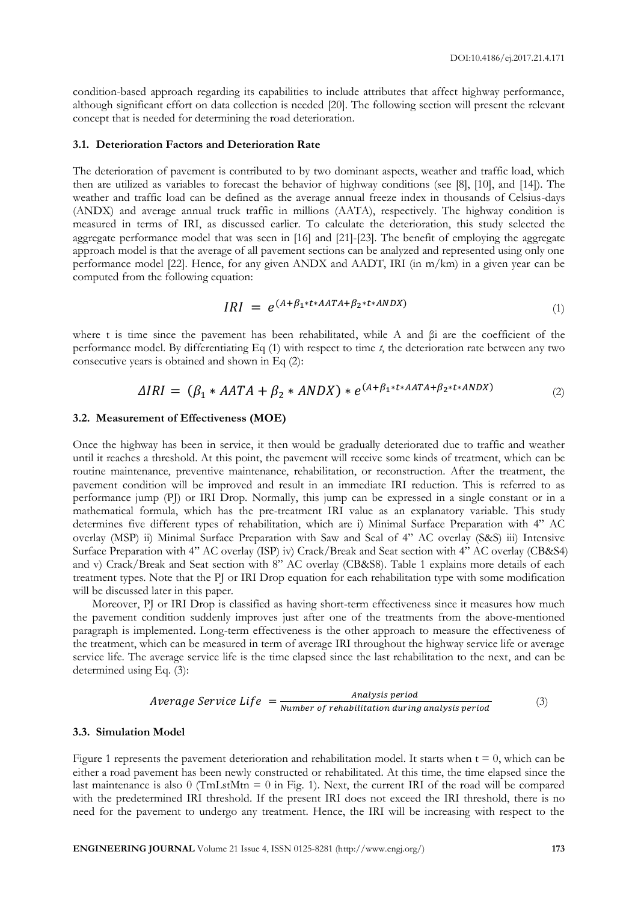condition-based approach regarding its capabilities to include attributes that affect highway performance, although significant effort on data collection is needed [20]. The following section will present the relevant concept that is needed for determining the road deterioration.

### 3.1. Deterioration Factors and Deterioration Rate

The deterioration of pavement is contributed to by two dominant aspects, weather and traffic load, which then are utilized as variables to forecast the behavior of highway conditions (see [8], [10], and [14]). The weather and traffic load can be defined as the average annual freeze index in thousands of Celsius-days (ANDX) and average annual truck traffic in millions (AATA), respectively. The highway condition is measured in terms of IRI, as discussed earlier. To calculate the deterioration, this study selected the aggregate performance model that was seen in [16] and [21]-[23]. The benefit of employing the aggregate approach model is that the average of all pavement sections can be analyzed and represented using only one performance model [22]. Hence, for any given ANDX and AADT, IRI (in m/km) in a given year can be computed from the following equation:

$$IRI = e^{(A+\beta_1 * t * AATA + \beta_2 * t * ANDX)} \tag{1}$$

where t is time since the pavement has been rehabilitated, while A and βi are the coefficient of the performance model. By differentiating Eq (1) with respect to time *t*, the deterioration rate between any two consecutive years is obtained and shown in Eq (2):

$$\Delta IRI = (\beta_1 * AATA + \beta_2 * ANDX) * e^{(A+\beta_1 * t * AATA + \beta_2 * t * ANDX)} \tag{2}$$

### 3.2. Measurement of Effectiveness (MOE)

Once the highway has been in service, it then would be gradually deteriorated due to traffic and weather until it reaches a threshold. At this point, the pavement will receive some kinds of treatment, which can be routine maintenance, preventive maintenance, rehabilitation, or reconstruction. After the treatment, the pavement condition will be improved and result in an immediate IRI reduction. This is referred to as performance jump (PJ) or IRI Drop. Normally, this jump can be expressed in a single constant or in a mathematical formula, which has the pre-treatment IRI value as an explanatory variable. This study determines five different types of rehabilitation, which are i) Minimal Surface Preparation with 4" AC overlay (MSP) ii) Minimal Surface Preparation with Saw and Seal of 4" AC overlay (S&S) iii) Intensive Surface Preparation with 4" AC overlay (ISP) iv) Crack/Break and Seat section with 4" AC overlay (CB&S4) and v) Crack/Break and Seat section with 8" AC overlay (CB&S8). Table 1 explains more details of each treatment types. Note that the PJ or IRI Drop equation for each rehabilitation type with some modification will be discussed later in this paper.

Moreover, PJ or IRI Drop is classified as having short-term effectiveness since it measures how much the pavement condition suddenly improves just after one of the treatments from the above-mentioned paragraph is implemented. Long-term effectiveness is the other approach to measure the effectiveness of the treatment, which can be measured in term of average IRI throughout the highway service life or average service life. The average service life is the time elapsed since the last rehabilitation to the next, and can be determined using Eq. (3):

$$Average\ Service\ Life = \frac{Analysis\ period}{Number\ of\ rehabilitation\ during\ analysis\ period} \tag{3}$$

### 3.3. Simulation Model

Figure 1 represents the pavement deterioration and rehabilitation model. It starts when t = 0, which can be either a road pavement has been newly constructed or rehabilitated. At this time, the time elapsed since the last maintenance is also 0 (TmLstMtn = 0 in Fig. 1). Next, the current IRI of the road will be compared with the predetermined IRI threshold. If the present IRI does not exceed the IRI threshold, there is no need for the pavement to undergo any treatment. Hence, the IRI will be increasing with respect to the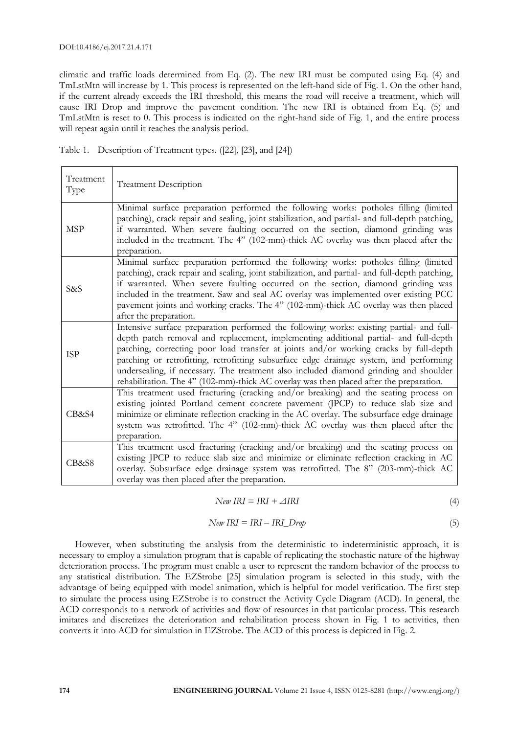climatic and traffic loads determined from Eq. (2). The new IRI must be computed using Eq. (4) and TmLstMtn will increase by 1. This process is represented on the left-hand side of Fig. 1. On the other hand, if the current already exceeds the IRI threshold, this means the road will receive a treatment, which will cause IRI Drop and improve the pavement condition. The new IRI is obtained from Eq. (5) and TmLstMtn is reset to 0. This process is indicated on the right-hand side of Fig. 1, and the entire process will repeat again until it reaches the analysis period.

Table 1. Description of Treatment types. ([22], [23], and [24])

| Treatment Type | Treatment Description |
|---|---|
| MSP | Minimal surface preparation performed the following works: potholes filling (limited patching), crack repair and sealing, joint stabilization, and partial- and full-depth patching, if warranted. When severe faulting occurred on the section, diamond grinding was included in the treatment. The 4" (102-mm)-thick AC overlay was then placed after the preparation. |
| S&S | Minimal surface preparation performed the following works: potholes filling (limited patching), crack repair and sealing, joint stabilization, and partial- and full-depth patching, if warranted. When severe faulting occurred on the section, diamond grinding was included in the treatment. Saw and seal AC overlay was implemented over existing PCC pavement joints and working cracks. The 4" (102-mm)-thick AC overlay was then placed after the preparation. |
| ISP | Intensive surface preparation performed the following works: existing partial- and full-depth patch removal and replacement, implementing additional partial- and full-depth patching, correcting poor load transfer at joints and/or working cracks by full-depth patching or retrofitting, retrofitting subsurface edge drainage system, and performing undersealing, if necessary. The treatment also included diamond grinding and shoulder rehabilitation. The 4" (102-mm)-thick AC overlay was then placed after the preparation. |
| CB&S4 | This treatment used fracturing (cracking and/or breaking) and the seating process on existing jointed Portland cement concrete pavement (JPCP) to reduce slab size and minimize or eliminate reflection cracking in the AC overlay. The subsurface edge drainage system was retrofitted. The 4" (102-mm)-thick AC overlay was then placed after the preparation. |
| CB&S8 | This treatment used fracturing (cracking and/or breaking) and the seating process on existing JPCP to reduce slab size and minimize or eliminate reflection cracking in AC overlay. Subsurface edge drainage system was retrofitted. The 8" (203-mm)-thick AC overlay was then placed after the preparation. |

$$New\ IRI = IRI + \Delta IRI \tag{4}$$

$$New\ IRI = IRI - IRI\_Drop \tag{5}$$

However, when substituting the analysis from the deterministic to indeterministic approach, it is necessary to employ a simulation program that is capable of replicating the stochastic nature of the highway deterioration process. The program must enable a user to represent the random behavior of the process to any statistical distribution. The EZStrobe [25] simulation program is selected in this study, with the advantage of being equipped with model animation, which is helpful for model verification. The first step to simulate the process using EZStrobe is to construct the Activity Cycle Diagram (ACD). In general, the ACD corresponds to a network of activities and flow of resources in that particular process. This research imitates and discretizes the deterioration and rehabilitation process shown in Fig. 1 to activities, then converts it into ACD for simulation in EZStrobe. The ACD of this process is depicted in Fig. 2.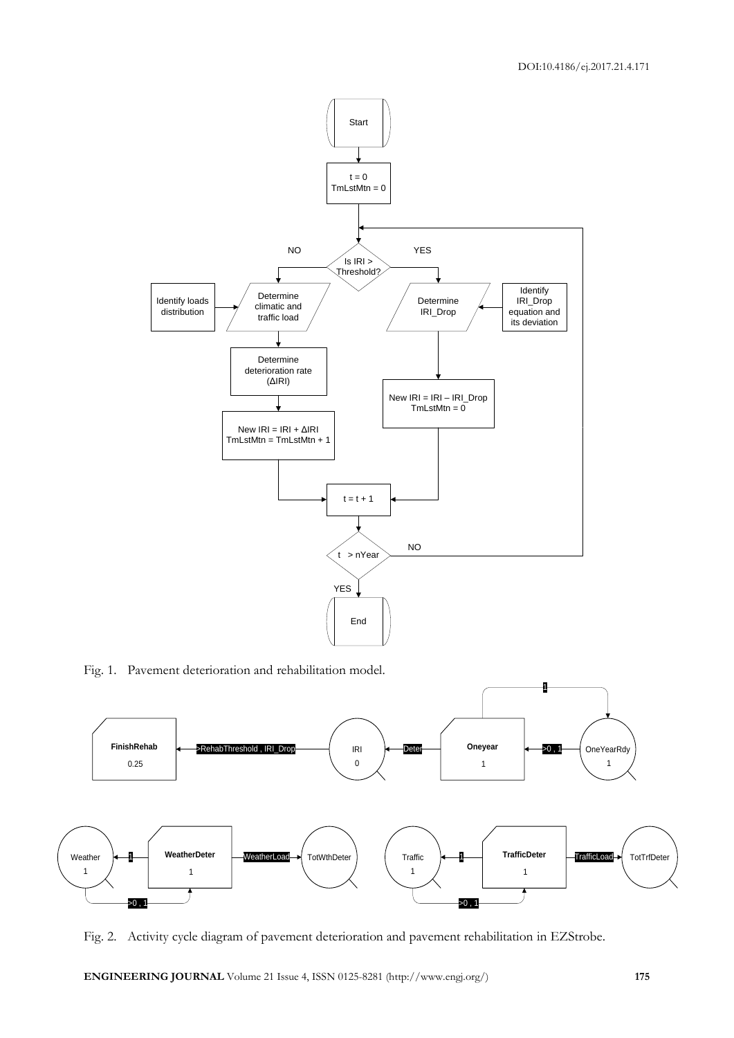Fig. 1. Pavement deterioration and rehabilitation model.

Fig. 2. Activity cycle diagram of pavement deterioration and pavement rehabilitation in EZStrobe.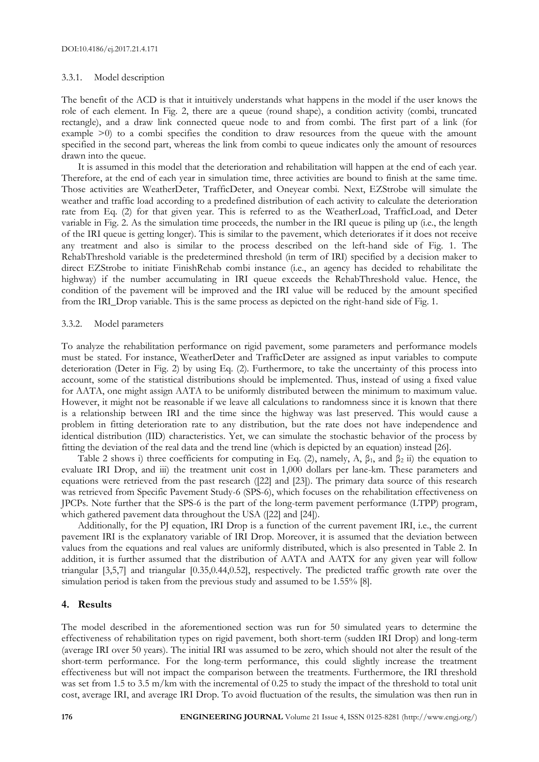#### 3.3.1. Model description

The benefit of the ACD is that it intuitively understands what happens in the model if the user knows the role of each element. In Fig. 2, there are a queue (round shape), a condition activity (combi, truncated rectangle), and a draw link connected queue node to and from combi. The first part of a link (for example >0) to a combi specifies the condition to draw resources from the queue with the amount specified in the second part, whereas the link from combi to queue indicates only the amount of resources drawn into the queue.

It is assumed in this model that the deterioration and rehabilitation will happen at the end of each year. Therefore, at the end of each year in simulation time, three activities are bound to finish at the same time. Those activities are WeatherDeter, TrafficDeter, and Oneyear combi. Next, EZStrobe will simulate the weather and traffic load according to a predefined distribution of each activity to calculate the deterioration rate from Eq. (2) for that given year. This is referred to as the WeatherLoad, TrafficLoad, and Deter variable in Fig. 2. As the simulation time proceeds, the number in the IRI queue is piling up (i.e., the length of the IRI queue is getting longer). This is similar to the pavement, which deteriorates if it does not receive any treatment and also is similar to the process described on the left-hand side of Fig. 1. The RehabThreshold variable is the predetermined threshold (in term of IRI) specified by a decision maker to direct EZStrobe to initiate FinishRehab combi instance (i.e., an agency has decided to rehabilitate the highway) if the number accumulating in IRI queue exceeds the RehabThreshold value. Hence, the condition of the pavement will be improved and the IRI value will be reduced by the amount specified from the IRI_Drop variable. This is the same process as depicted on the right-hand side of Fig. 1.

#### 3.3.2. Model parameters

To analyze the rehabilitation performance on rigid pavement, some parameters and performance models must be stated. For instance, WeatherDeter and TrafficDeter are assigned as input variables to compute deterioration (Deter in Fig. 2) by using Eq. (2). Furthermore, to take the uncertainty of this process into account, some of the statistical distributions should be implemented. Thus, instead of using a fixed value for AATA, one might assign AATA to be uniformly distributed between the minimum to maximum value. However, it might not be reasonable if we leave all calculations to randomness since it is known that there is a relationship between IRI and the time since the highway was last preserved. This would cause a problem in fitting deterioration rate to any distribution, but the rate does not have independence and identical distribution (IID) characteristics. Yet, we can simulate the stochastic behavior of the process by fitting the deviation of the real data and the trend line (which is depicted by an equation) instead [26].

Table 2 shows i) three coefficients for computing in Eq. (2), namely, A, $\beta_1$, and $\beta_2$ ii) the equation to evaluate IRI Drop, and iii) the treatment unit cost in 1,000 dollars per lane-km. These parameters and equations were retrieved from the past research ([22] and [23]). The primary data source of this research was retrieved from Specific Pavement Study-6 (SPS-6), which focuses on the rehabilitation effectiveness on JPCPs. Note further that the SPS-6 is the part of the long-term pavement performance (LTPP) program, which gathered pavement data throughout the USA ([22] and [24]).

Additionally, for the PJ equation, IRI Drop is a function of the current pavement IRI, i.e., the current pavement IRI is the explanatory variable of IRI Drop. Moreover, it is assumed that the deviation between values from the equations and real values are uniformly distributed, which is also presented in Table 2. In addition, it is further assumed that the distribution of AATA and AATX for any given year will follow triangular [3,5,7] and triangular [0.35,0.44,0.52], respectively. The predicted traffic growth rate over the simulation period is taken from the previous study and assumed to be 1.55% [8].

## 4. Results

The model described in the aforementioned section was run for 50 simulated years to determine the effectiveness of rehabilitation types on rigid pavement, both short-term (sudden IRI Drop) and long-term (average IRI over 50 years). The initial IRI was assumed to be zero, which should not alter the result of the short-term performance. For the long-term performance, this could slightly increase the treatment effectiveness but will not impact the comparison between the treatments. Furthermore, the IRI threshold was set from 1.5 to 3.5 m/km with the incremental of 0.25 to study the impact of the threshold to total unit cost, average IRI, and average IRI Drop. To avoid fluctuation of the results, the simulation was then run in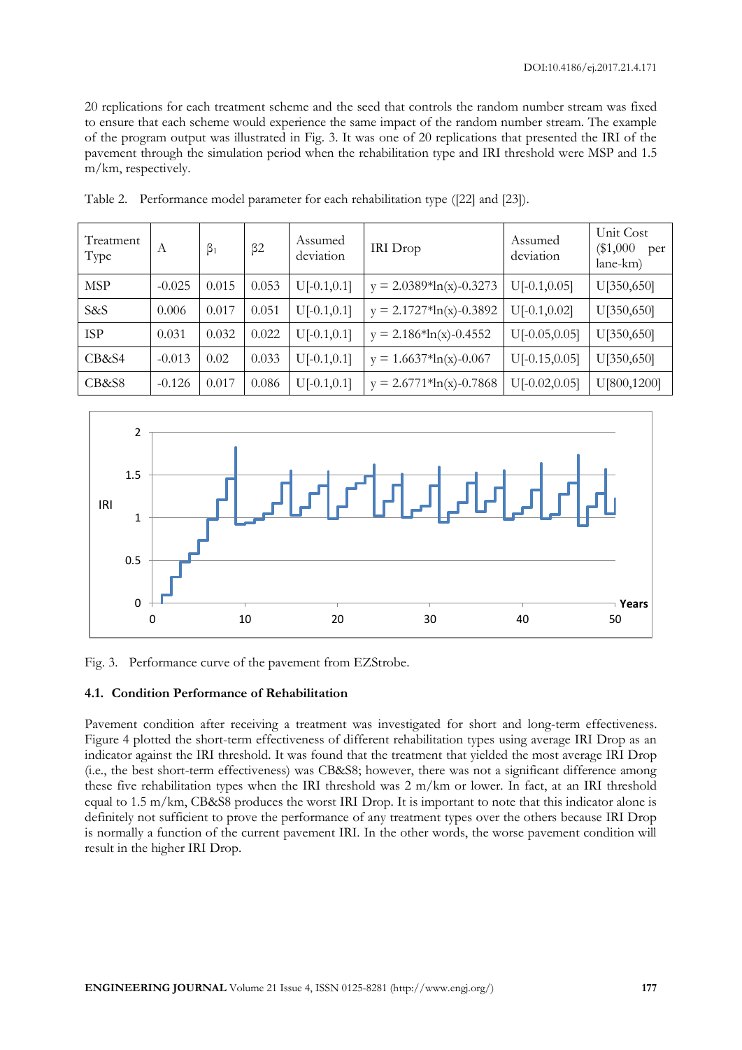20 replications for each treatment scheme and the seed that controls the random number stream was fixed to ensure that each scheme would experience the same impact of the random number stream. The example of the program output was illustrated in Fig. 3. It was one of 20 replications that presented the IRI of the pavement through the simulation period when the rehabilitation type and IRI threshold were MSP and 1.5 m/km, respectively.

Table 2. Performance model parameter for each rehabilitation type ([22] and [23]).

| Treatment Type | A | $\beta_1$ | β2 | Assumed deviation | IRI Drop | Assumed deviation | Unit Cost ($1,000 per lane-km) |
|---|---|---|---|---|---|---|---|
| MSP | -0.025 | 0.015 | 0.053 | U[-0.1,0.1] | y = 2.0389*ln(x)-0.3273 | U[-0.1,0.05] | U[350,650] |
| S&S | 0.006 | 0.017 | 0.051 | U[-0.1,0.1] | y = 2.1727*ln(x)-0.3892 | U[-0.1,0.02] | U[350,650] |
| ISP | 0.031 | 0.032 | 0.022 | U[-0.1,0.1] | y = 2.186*ln(x)-0.4552 | U[-0.05,0.05] | U[350,650] |
| CB&S4 | -0.013 | 0.02 | 0.033 | U[-0.1,0.1] | y = 1.6637*ln(x)-0.067 | U[-0.15,0.05] | U[350,650] |
| CB&S8 | -0.126 | 0.017 | 0.086 | U[-0.1,0.1] | y = 2.6771*ln(x)-0.7868 | U[-0.02,0.05] | U[800,1200] |

Fig. 3. Performance curve of the pavement from EZStrobe.

### 4.1. Condition Performance of Rehabilitation

Pavement condition after receiving a treatment was investigated for short and long-term effectiveness. Figure 4 plotted the short-term effectiveness of different rehabilitation types using average IRI Drop as an indicator against the IRI threshold. It was found that the treatment that yielded the most average IRI Drop (i.e., the best short-term effectiveness) was CB&S8; however, there was not a significant difference among these five rehabilitation types when the IRI threshold was 2 m/km or lower. In fact, at an IRI threshold equal to 1.5 m/km, CB&S8 produces the worst IRI Drop. It is important to note that this indicator alone is definitely not sufficient to prove the performance of any treatment types over the others because IRI Drop is normally a function of the current pavement IRI. In the other words, the worse pavement condition will result in the higher IRI Drop.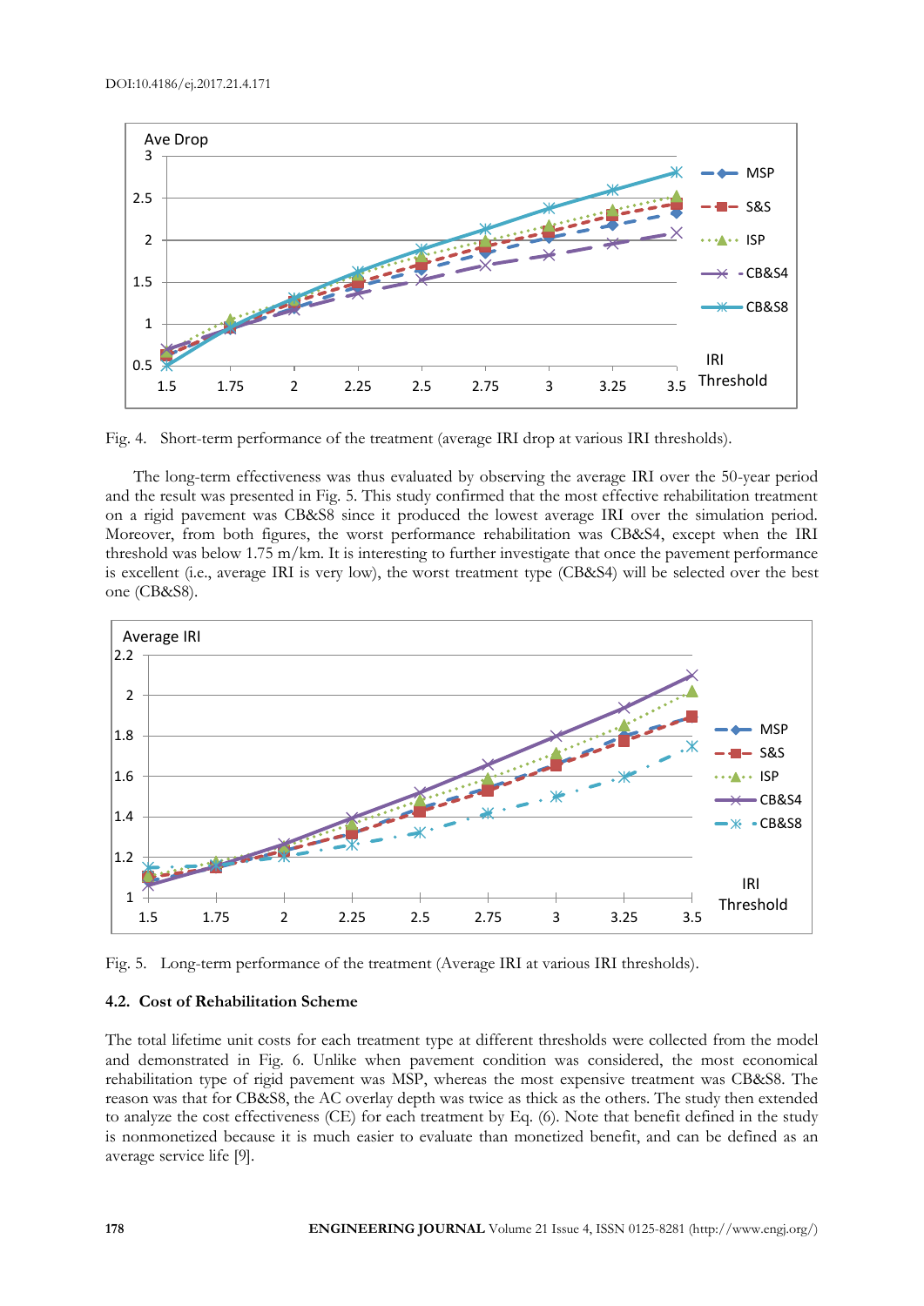Fig. 4. Short-term performance of the treatment (average IRI drop at various IRI thresholds).

The long-term effectiveness was thus evaluated by observing the average IRI over the 50-year period and the result was presented in Fig. 5. This study confirmed that the most effective rehabilitation treatment on a rigid pavement was CB&S8 since it produced the lowest average IRI over the simulation period. Moreover, from both figures, the worst performance rehabilitation was CB&S4, except when the IRI threshold was below 1.75 m/km. It is interesting to further investigate that once the pavement performance is excellent (i.e., average IRI is very low), the worst treatment type (CB&S4) will be selected over the best one (CB&S8).

Fig. 5. Long-term performance of the treatment (Average IRI at various IRI thresholds).

### 4.2. Cost of Rehabilitation Scheme

The total lifetime unit costs for each treatment type at different thresholds were collected from the model and demonstrated in Fig. 6. Unlike when pavement condition was considered, the most economical rehabilitation type of rigid pavement was MSP, whereas the most expensive treatment was CB&S8. The reason was that for CB&S8, the AC overlay depth was twice as thick as the others. The study then extended to analyze the cost effectiveness (CE) for each treatment by Eq. (6). Note that benefit defined in the study is nonmonetized because it is much easier to evaluate than monetized benefit, and can be defined as an average service life [9].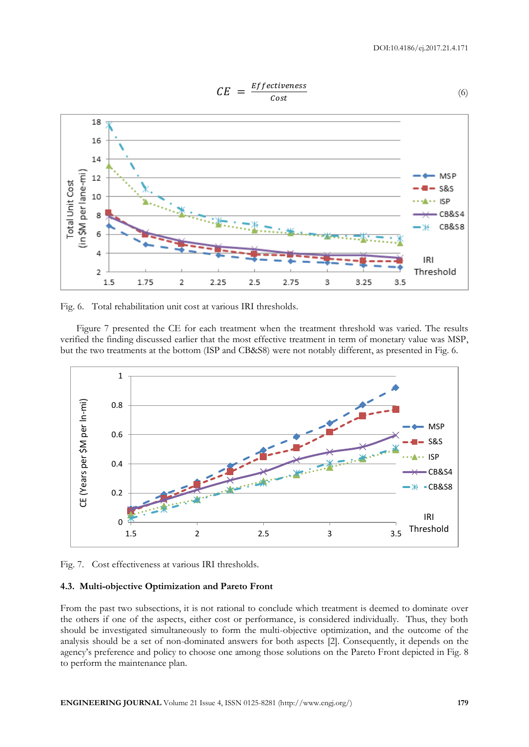$$CE = \frac{Effectiveness}{Cost} \tag{6}$$

Fig. 6. Total rehabilitation unit cost at various IRI thresholds.

Figure 7 presented the CE for each treatment when the treatment threshold was varied. The results verified the finding discussed earlier that the most effective treatment in term of monetary value was MSP, but the two treatments at the bottom (ISP and CB&S8) were not notably different, as presented in Fig. 6.

Fig. 7. Cost effectiveness at various IRI thresholds.

### 4.3. Multi-objective Optimization and Pareto Front

From the past two subsections, it is not rational to conclude which treatment is deemed to dominate over the others if one of the aspects, either cost or performance, is considered individually. Thus, they both should be investigated simultaneously to form the multi-objective optimization, and the outcome of the analysis should be a set of non-dominated answers for both aspects [2]. Consequently, it depends on the agency's preference and policy to choose one among those solutions on the Pareto Front depicted in Fig. 8 to perform the maintenance plan.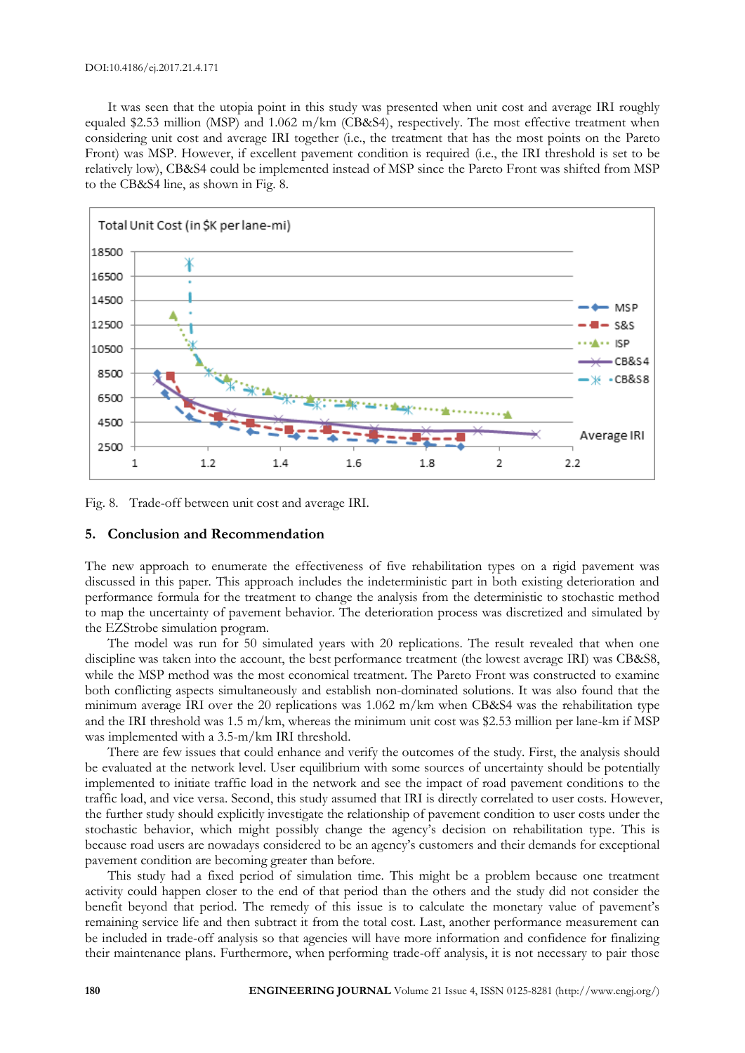It was seen that the utopia point in this study was presented when unit cost and average IRI roughly equaled $2.53 million (MSP) and 1.062 m/km (CB&S4), respectively. The most effective treatment when considering unit cost and average IRI together (i.e., the treatment that has the most points on the Pareto Front) was MSP. However, if excellent pavement condition is required (i.e., the IRI threshold is set to be relatively low), CB&S4 could be implemented instead of MSP since the Pareto Front was shifted from MSP to the CB&S4 line, as shown in Fig. 8.

Fig. 8. Trade-off between unit cost and average IRI.

## 5. Conclusion and Recommendation

The new approach to enumerate the effectiveness of five rehabilitation types on a rigid pavement was discussed in this paper. This approach includes the indeterministic part in both existing deterioration and performance formula for the treatment to change the analysis from the deterministic to stochastic method to map the uncertainty of pavement behavior. The deterioration process was discretized and simulated by the EZStrobe simulation program.

The model was run for 50 simulated years with 20 replications. The result revealed that when one discipline was taken into the account, the best performance treatment (the lowest average IRI) was CB&S8, while the MSP method was the most economical treatment. The Pareto Front was constructed to examine both conflicting aspects simultaneously and establish non-dominated solutions. It was also found that the minimum average IRI over the 20 replications was 1.062 m/km when CB&S4 was the rehabilitation type and the IRI threshold was 1.5 m/km, whereas the minimum unit cost was $2.53 million per lane-km if MSP was implemented with a 3.5-m/km IRI threshold.

There are few issues that could enhance and verify the outcomes of the study. First, the analysis should be evaluated at the network level. User equilibrium with some sources of uncertainty should be potentially implemented to initiate traffic load in the network and see the impact of road pavement conditions to the traffic load, and vice versa. Second, this study assumed that IRI is directly correlated to user costs. However, the further study should explicitly investigate the relationship of pavement condition to user costs under the stochastic behavior, which might possibly change the agency's decision on rehabilitation type. This is because road users are nowadays considered to be an agency's customers and their demands for exceptional pavement condition are becoming greater than before.

This study had a fixed period of simulation time. This might be a problem because one treatment activity could happen closer to the end of that period than the others and the study did not consider the benefit beyond that period. The remedy of this issue is to calculate the monetary value of pavement's remaining service life and then subtract it from the total cost. Last, another performance measurement can be included in trade-off analysis so that agencies will have more information and confidence for finalizing their maintenance plans. Furthermore, when performing trade-off analysis, it is not necessary to pair those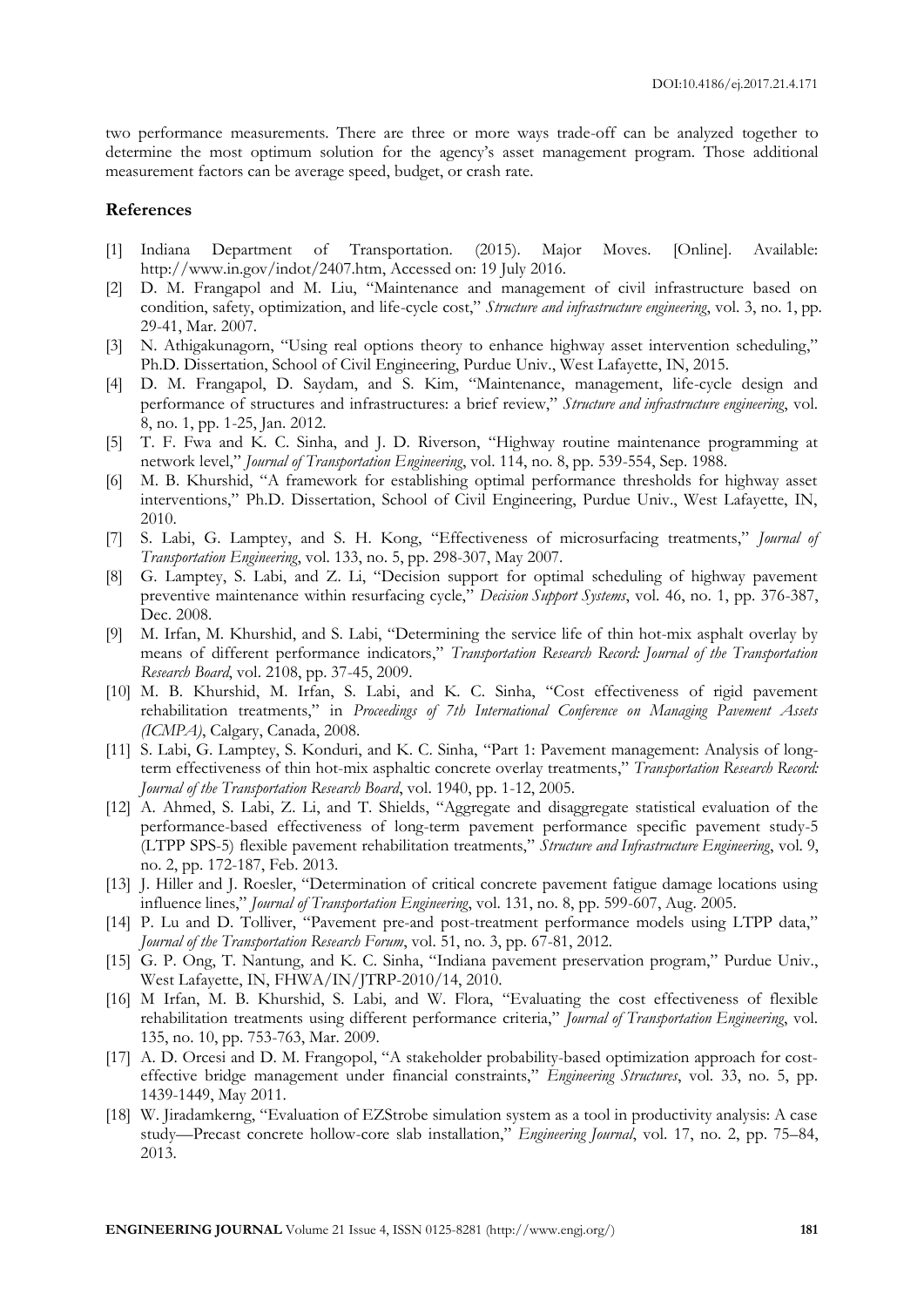two performance measurements. There are three or more ways trade-off can be analyzed together to determine the most optimum solution for the agency's asset management program. Those additional measurement factors can be average speed, budget, or crash rate.

## References

[1] Indiana Department of Transportation. (2015). Major Moves. [Online]. Available: http://www.in.gov/indot/2407.htm, Accessed on: 19 July 2016.

[2] D. M. Frangapol and M. Liu, "Maintenance and management of civil infrastructure based on condition, safety, optimization, and life-cycle cost," *Structure and infrastructure engineering*, vol. 3, no. 1, pp. 29-41, Mar. 2007.

[3] N. Athigakunagorn, "Using real options theory to enhance highway asset intervention scheduling," Ph.D. Dissertation, School of Civil Engineering, Purdue Univ., West Lafayette, IN, 2015.

[4] D. M. Frangapol, D. Saydam, and S. Kim, "Maintenance, management, life-cycle design and performance of structures and infrastructures: a brief review," *Structure and infrastructure engineering*, vol. 8, no. 1, pp. 1-25, Jan. 2012.

[5] T. F. Fwa and K. C. Sinha, and J. D. Riverson, "Highway routine maintenance programming at network level," *Journal of Transportation Engineering*, vol. 114, no. 8, pp. 539-554, Sep. 1988.

[6] M. B. Khurshid, "A framework for establishing optimal performance thresholds for highway asset interventions," Ph.D. Dissertation, School of Civil Engineering, Purdue Univ., West Lafayette, IN, 2010.

[7] S. Labi, G. Lamptey, and S. H. Kong, "Effectiveness of microsurfacing treatments," *Journal of Transportation Engineering*, vol. 133, no. 5, pp. 298-307, May 2007.

[8] G. Lamptey, S. Labi, and Z. Li, "Decision support for optimal scheduling of highway pavement preventive maintenance within resurfacing cycle," *Decision Support Systems*, vol. 46, no. 1, pp. 376-387, Dec. 2008.

[9] M. Irfan, M. Khurshid, and S. Labi, "Determining the service life of thin hot-mix asphalt overlay by means of different performance indicators," *Transportation Research Record: Journal of the Transportation Research Board*, vol. 2108, pp. 37-45, 2009.

[10] M. B. Khurshid, M. Irfan, S. Labi, and K. C. Sinha, "Cost effectiveness of rigid pavement rehabilitation treatments," in *Proceedings of 7th International Conference on Managing Pavement Assets (ICMPA)*, Calgary, Canada, 2008.

[11] S. Labi, G. Lamptey, S. Konduri, and K. C. Sinha, "Part 1: Pavement management: Analysis of long-term effectiveness of thin hot-mix asphaltic concrete overlay treatments," *Transportation Research Record: Journal of the Transportation Research Board*, vol. 1940, pp. 1-12, 2005.

[12] A. Ahmed, S. Labi, Z. Li, and T. Shields, "Aggregate and disaggregate statistical evaluation of the performance-based effectiveness of long-term pavement performance specific pavement study-5 (LTPP SPS-5) flexible pavement rehabilitation treatments," *Structure and Infrastructure Engineering*, vol. 9, no. 2, pp. 172-187, Feb. 2013.

[13] J. Hiller and J. Roesler, "Determination of critical concrete pavement fatigue damage locations using influence lines," *Journal of Transportation Engineering*, vol. 131, no. 8, pp. 599-607, Aug. 2005.

[14] P. Lu and D. Tolliver, "Pavement pre-and post-treatment performance models using LTPP data," *Journal of the Transportation Research Forum*, vol. 51, no. 3, pp. 67-81, 2012.

[15] G. P. Ong, T. Nantung, and K. C. Sinha, "Indiana pavement preservation program," Purdue Univ., West Lafayette, IN, FHWA/IN/JTRP-2010/14, 2010.

[16] M Irfan, M. B. Khurshid, S. Labi, and W. Flora, "Evaluating the cost effectiveness of flexible rehabilitation treatments using different performance criteria," *Journal of Transportation Engineering*, vol. 135, no. 10, pp. 753-763, Mar. 2009.

[17] A. D. Orcesi and D. M. Frangopol, "A stakeholder probability-based optimization approach for cost-effective bridge management under financial constraints," *Engineering Structures*, vol. 33, no. 5, pp. 1439-1449, May 2011.

[18] W. Jiradamkerng, "Evaluation of EZStrobe simulation system as a tool in productivity analysis: A case study—Precast concrete hollow-core slab installation," *Engineering Journal*, vol. 17, no. 2, pp. 75–84, 2013.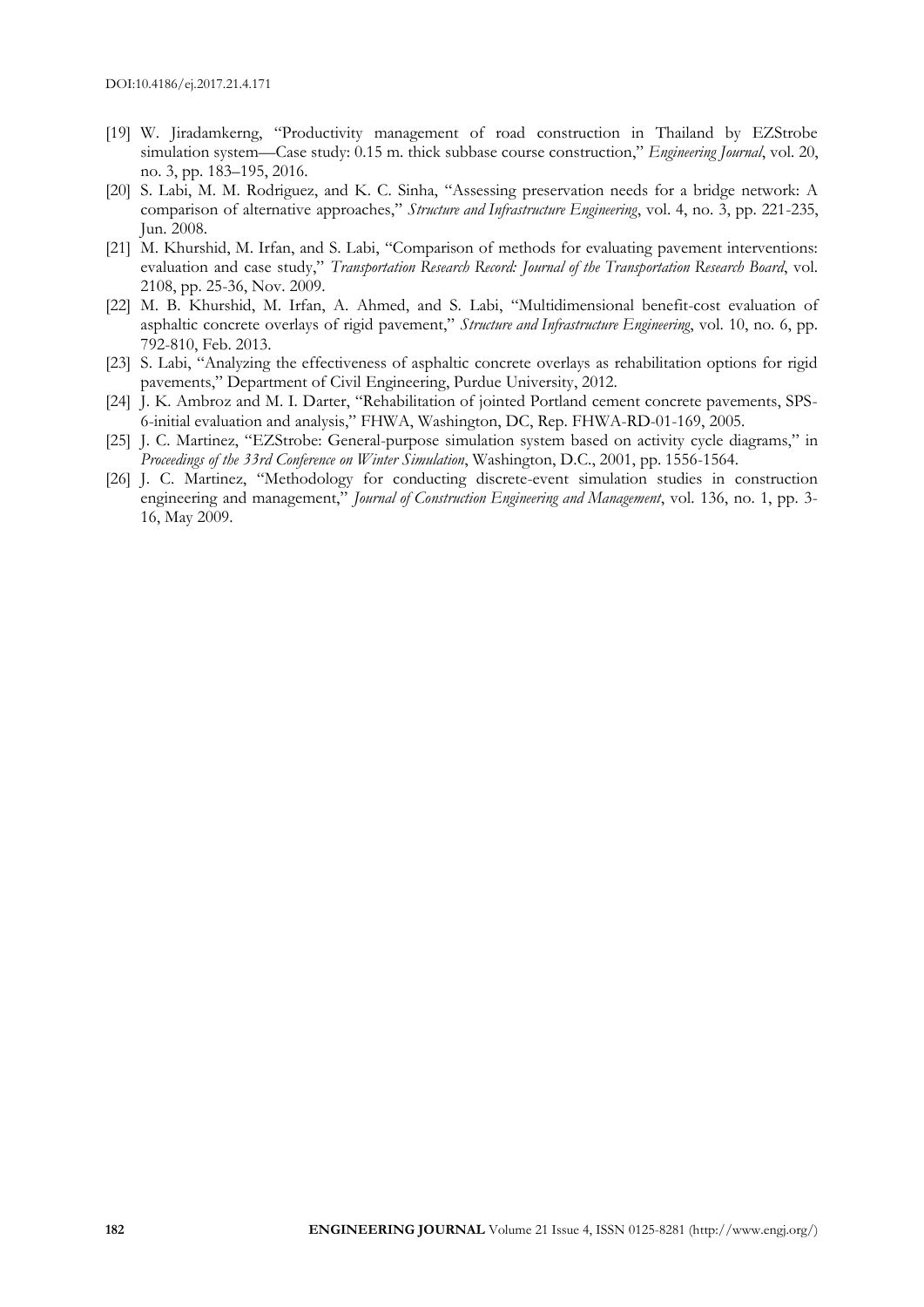[19] W. Jiradamkerng, "Productivity management of road construction in Thailand by EZStrobe simulation system—Case study: 0.15 m. thick subbase course construction," *Engineering Journal*, vol. 20, no. 3, pp. 183–195, 2016.

[20] S. Labi, M. M. Rodriguez, and K. C. Sinha, "Assessing preservation needs for a bridge network: A comparison of alternative approaches," *Structure and Infrastructure Engineering*, vol. 4, no. 3, pp. 221-235, Jun. 2008.

[21] M. Khurshid, M. Irfan, and S. Labi, "Comparison of methods for evaluating pavement interventions: evaluation and case study," *Transportation Research Record: Journal of the Transportation Research Board*, vol. 2108, pp. 25-36, Nov. 2009.

[22] M. B. Khurshid, M. Irfan, A. Ahmed, and S. Labi, "Multidimensional benefit-cost evaluation of asphaltic concrete overlays of rigid pavement," *Structure and Infrastructure Engineering*, vol. 10, no. 6, pp. 792-810, Feb. 2013.

[23] S. Labi, "Analyzing the effectiveness of asphaltic concrete overlays as rehabilitation options for rigid pavements," Department of Civil Engineering, Purdue University, 2012.

[24] J. K. Ambroz and M. I. Darter, "Rehabilitation of jointed Portland cement concrete pavements, SPS-6-initial evaluation and analysis," FHWA, Washington, DC, Rep. FHWA-RD-01-169, 2005.

[25] J. C. Martinez, "EZStrobe: General-purpose simulation system based on activity cycle diagrams," in *Proceedings of the 33rd Conference on Winter Simulation*, Washington, D.C., 2001, pp. 1556-1564.

[26] J. C. Martinez, "Methodology for conducting discrete-event simulation studies in construction engineering and management," *Journal of Construction Engineering and Management*, vol. 136, no. 1, pp. 3-16, May 2009.